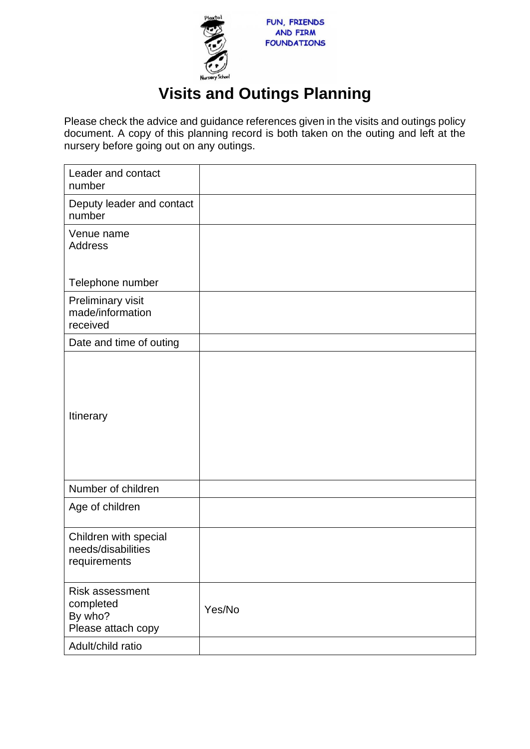FUN, FRIENDS AND FIRM FOUNDATIONS

# Visits and Outings Planning

Please check the advice and guidance references given in the visits and outings policy document. A copy of this planning record is both taken on the outing and left at the nursery before going out on any outings.

| | |
|---|---|
| Leader and contact number | |
| Deputy leader and contact number | |
| Venue name<br>Address<br><br>Telephone number | |
| Preliminary visit made/information received | |
| Date and time of outing | |
| Itinerary | |
| Number of children | |
| Age of children | |
| Children with special needs/disabilities requirements | |
| Risk assessment completed<br>By who?<br>Please attach copy | Yes/No |
| Adult/child ratio | |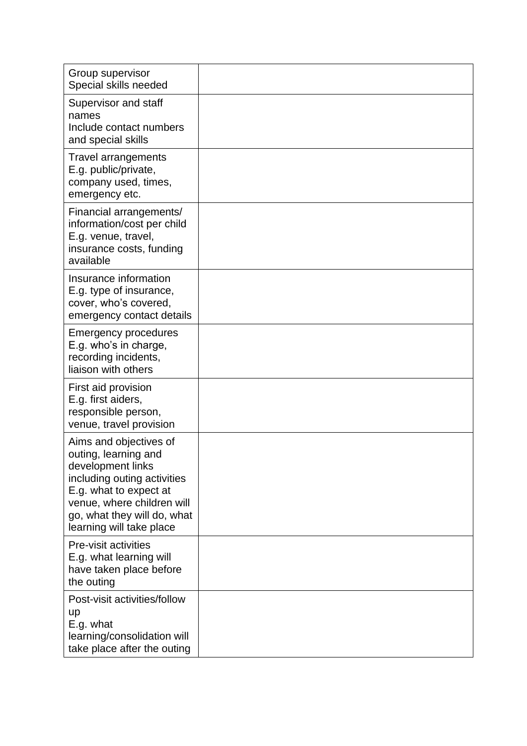| | |
|---|---|
| Group supervisor<br>Special skills needed | |
| Supervisor and staff names<br>Include contact numbers and special skills | |
| Travel arrangements<br>E.g. public/private, company used, times, emergency etc. | |
| Financial arrangements/ information/cost per child<br>E.g. venue, travel, insurance costs, funding available | |
| Insurance information<br>E.g. type of insurance, cover, who's covered, emergency contact details | |
| Emergency procedures<br>E.g. who's in charge, recording incidents, liaison with others | |
| First aid provision<br>E.g. first aiders, responsible person, venue, travel provision | |
| Aims and objectives of outing, learning and development links including outing activities<br>E.g. what to expect at venue, where children will go, what they will do, what learning will take place | |
| Pre-visit activities<br>E.g. what learning will have taken place before the outing | |
| Post-visit activities/follow up<br>E.g. what learning/consolidation will take place after the outing | |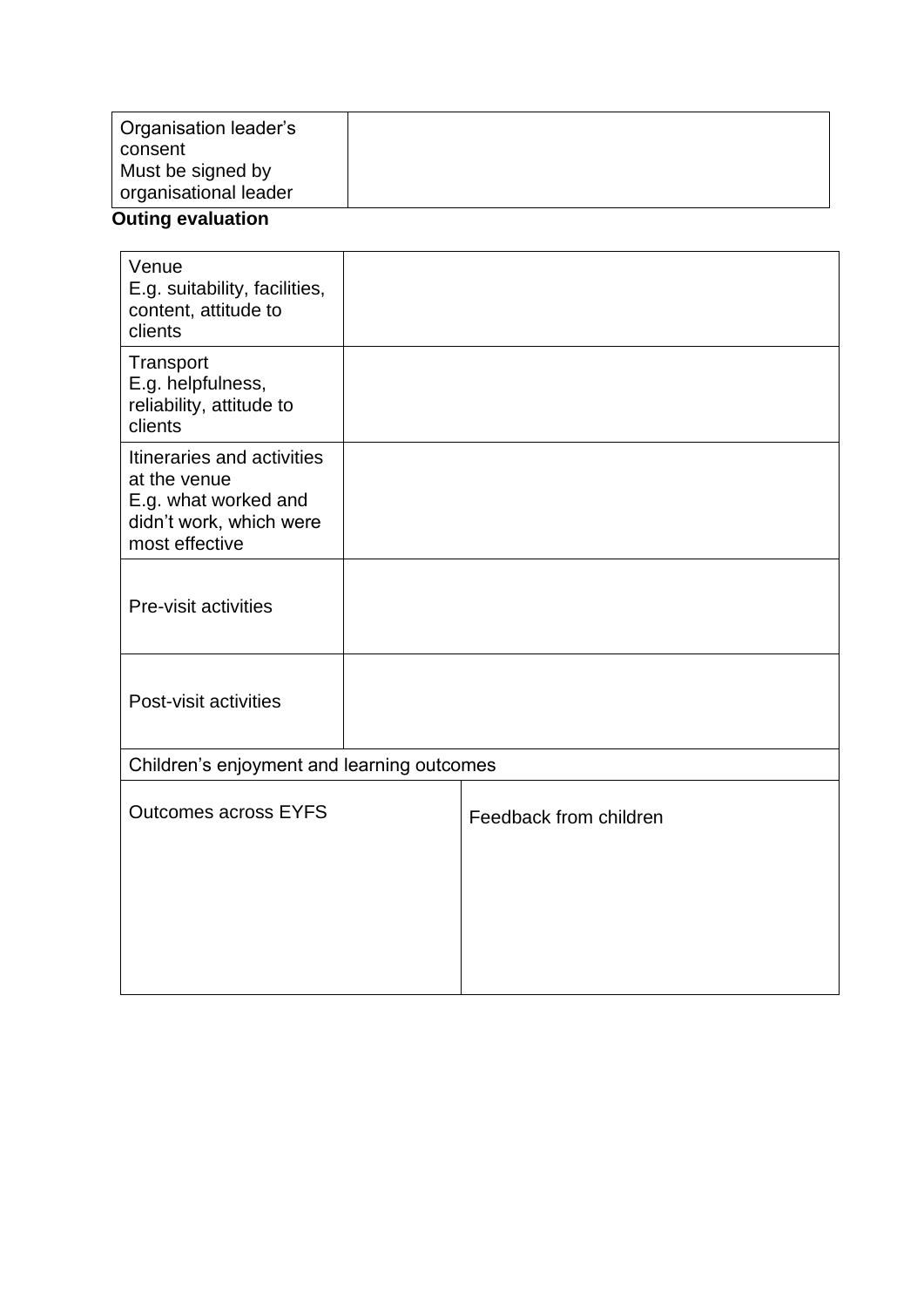| Organisation leader's consent<br>Must be signed by organisational leader | |
|---|---|

**Outing evaluation**

| Venue<br>E.g. suitability, facilities, content, attitude to clients | |
|---|---|
| Transport<br>E.g. helpfulness, reliability, attitude to clients | |
| Itineraries and activities at the venue<br>E.g. what worked and didn't work, which were most effective | |
| Pre-visit activities | |
| Post-visit activities | |
| Children's enjoyment and learning outcomes | |
| Outcomes across EYFS | Feedback from children |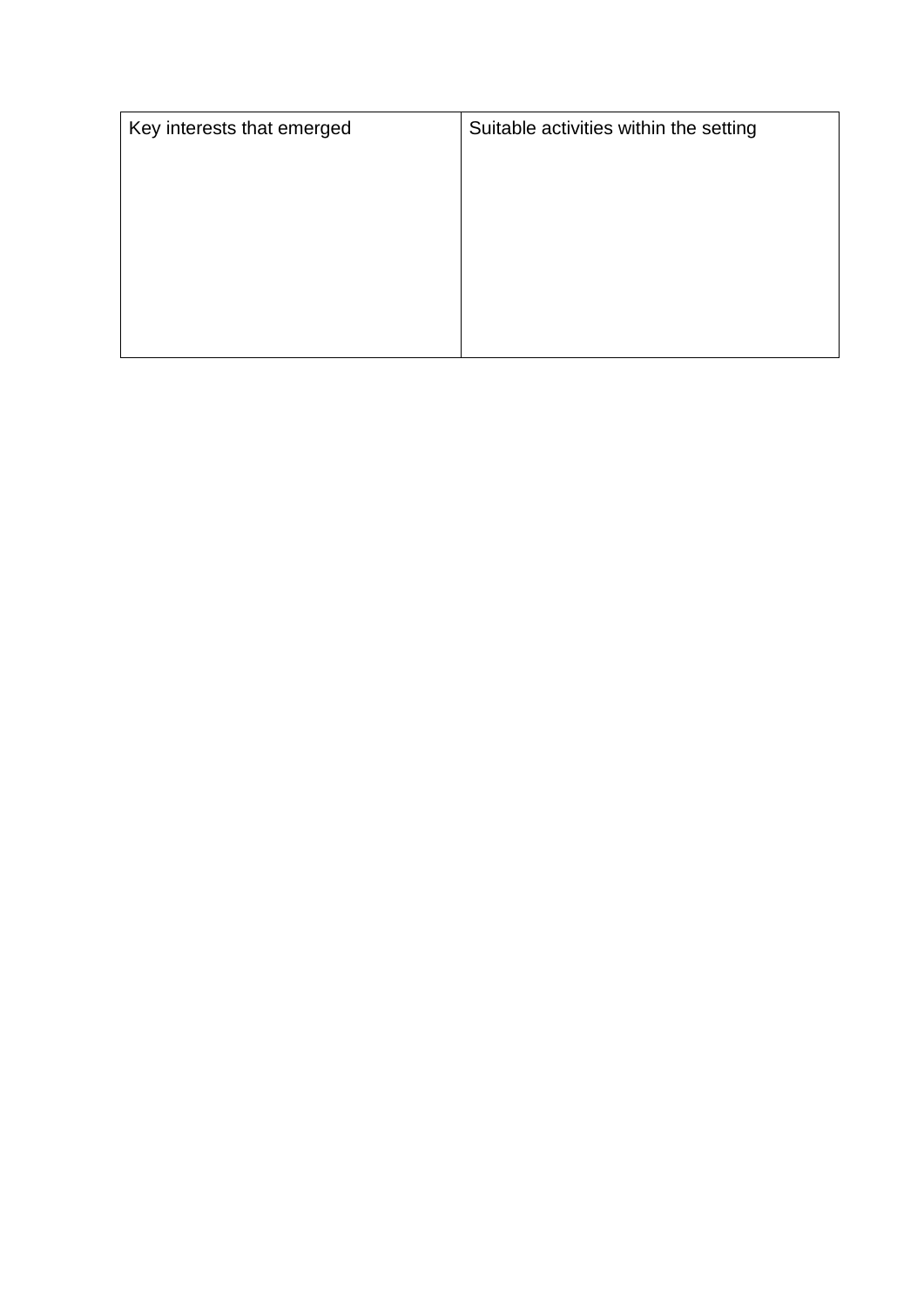| Key interests that emerged | Suitable activities within the setting |
|---|---|
| | |